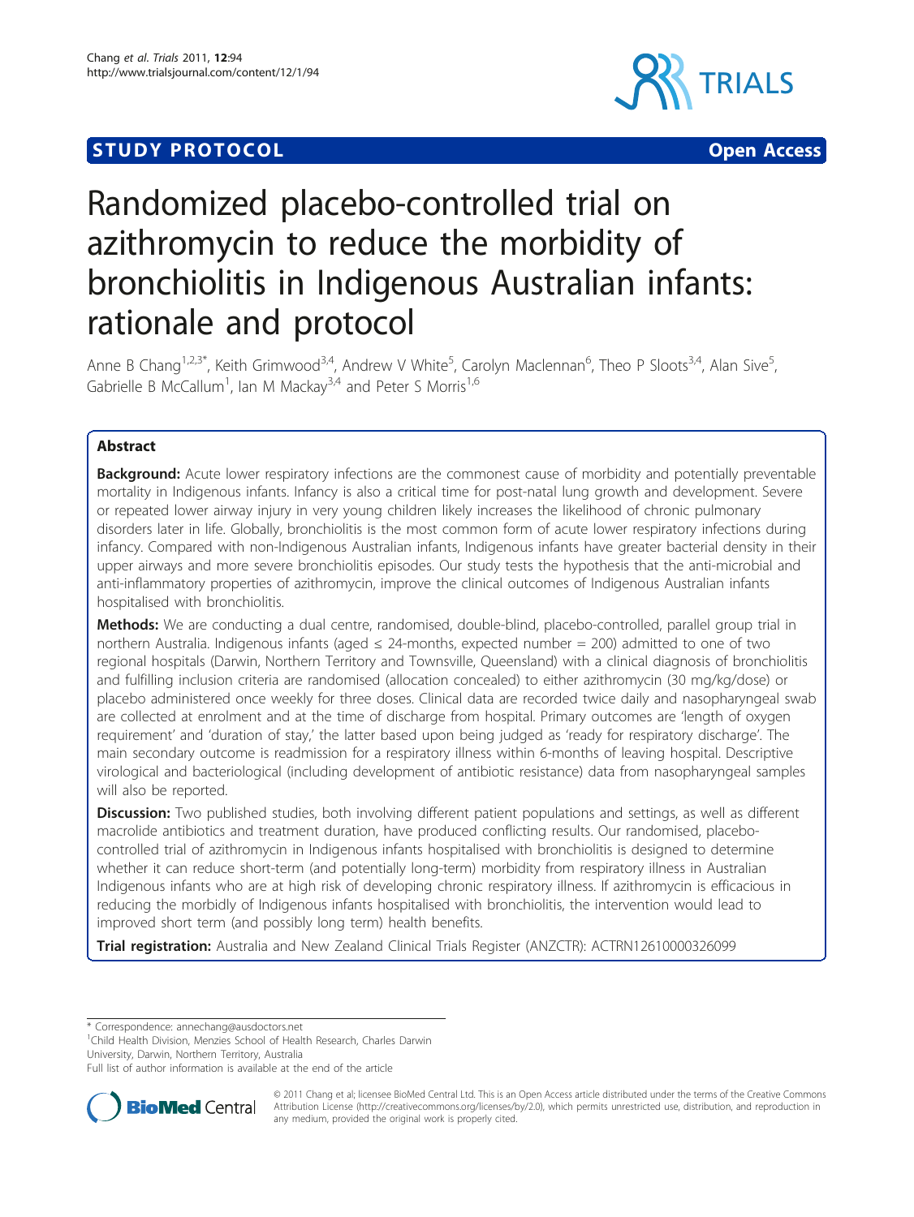**STUDY PROTOCOL** **Open Access**

# Randomized placebo-controlled trial on azithromycin to reduce the morbidity of bronchiolitis in Indigenous Australian infants: rationale and protocol

Anne B Chang[1,2,3*], Keith Grimwood[3,4], Andrew V White[5], Carolyn Maclennan[6], Theo P Sloots[3,4], Alan Sive[5], Gabrielle B McCallum[1], Ian M Mackay[3,4] and Peter S Morris[1,6]

## Abstract

**Background:** Acute lower respiratory infections are the commonest cause of morbidity and potentially preventable mortality in Indigenous infants. Infancy is also a critical time for post-natal lung growth and development. Severe or repeated lower airway injury in very young children likely increases the likelihood of chronic pulmonary disorders later in life. Globally, bronchiolitis is the most common form of acute lower respiratory infections during infancy. Compared with non-Indigenous Australian infants, Indigenous infants have greater bacterial density in their upper airways and more severe bronchiolitis episodes. Our study tests the hypothesis that the anti-microbial and anti-inflammatory properties of azithromycin, improve the clinical outcomes of Indigenous Australian infants hospitalised with bronchiolitis.

**Methods:** We are conducting a dual centre, randomised, double-blind, placebo-controlled, parallel group trial in northern Australia. Indigenous infants (aged ≤ 24-months, expected number = 200) admitted to one of two regional hospitals (Darwin, Northern Territory and Townsville, Queensland) with a clinical diagnosis of bronchiolitis and fulfilling inclusion criteria are randomised (allocation concealed) to either azithromycin (30 mg/kg/dose) or placebo administered once weekly for three doses. Clinical data are recorded twice daily and nasopharyngeal swab are collected at enrolment and at the time of discharge from hospital. Primary outcomes are 'length of oxygen requirement' and 'duration of stay,' the latter based upon being judged as 'ready for respiratory discharge'. The main secondary outcome is readmission for a respiratory illness within 6-months of leaving hospital. Descriptive virological and bacteriological (including development of antibiotic resistance) data from nasopharyngeal samples will also be reported.

**Discussion:** Two published studies, both involving different patient populations and settings, as well as different macrolide antibiotics and treatment duration, have produced conflicting results. Our randomised, placebo-controlled trial of azithromycin in Indigenous infants hospitalised with bronchiolitis is designed to determine whether it can reduce short-term (and potentially long-term) morbidity from respiratory illness in Australian Indigenous infants who are at high risk of developing chronic respiratory illness. If azithromycin is efficacious in reducing the morbidly of Indigenous infants hospitalised with bronchiolitis, the intervention would lead to improved short term (and possibly long term) health benefits.

**Trial registration:** Australia and New Zealand Clinical Trials Register (ANZCTR): ACTRN12610000326099

\* Correspondence: annechang@ausdoctors.net
[1]Child Health Division, Menzies School of Health Research, Charles Darwin University, Darwin, Northern Territory, Australia
Full list of author information is available at the end of the article

© 2011 Chang et al; licensee BioMed Central Ltd. This is an Open Access article distributed under the terms of the Creative Commons Attribution License (http://creativecommons.org/licenses/by/2.0), which permits unrestricted use, distribution, and reproduction in any medium, provided the original work is properly cited.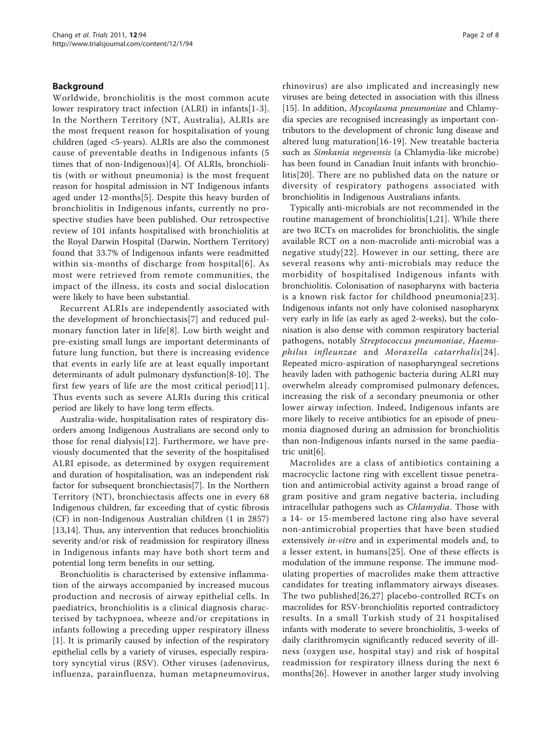## Background

Worldwide, bronchiolitis is the most common acute lower respiratory tract infection (ALRI) in infants[1-3]. In the Northern Territory (NT, Australia), ALRIs are the most frequent reason for hospitalisation of young children (aged <5-years). ALRIs are also the commonest cause of preventable deaths in Indigenous infants (5 times that of non-Indigenous)[4]. Of ALRIs, bronchiolitis (with or without pneumonia) is the most frequent reason for hospital admission in NT Indigenous infants aged under 12-months[5]. Despite this heavy burden of bronchiolitis in Indigenous infants, currently no prospective studies have been published. Our retrospective review of 101 infants hospitalised with bronchiolitis at the Royal Darwin Hospital (Darwin, Northern Territory) found that 33.7% of Indigenous infants were readmitted within six-months of discharge from hospital[6]. As most were retrieved from remote communities, the impact of the illness, its costs and social dislocation were likely to have been substantial.

Recurrent ALRIs are independently associated with the development of bronchiectasis[7] and reduced pulmonary function later in life[8]. Low birth weight and pre-existing small lungs are important determinants of future lung function, but there is increasing evidence that events in early life are at least equally important determinants of adult pulmonary dysfunction[8-10]. The first few years of life are the most critical period[11]. Thus events such as severe ALRIs during this critical period are likely to have long term effects.

Australia-wide, hospitalisation rates of respiratory disorders among Indigenous Australians are second only to those for renal dialysis[12]. Furthermore, we have previously documented that the severity of the hospitalised ALRI episode, as determined by oxygen requirement and duration of hospitalisation, was an independent risk factor for subsequent bronchiectasis[7]. In the Northern Territory (NT), bronchiectasis affects one in every 68 Indigenous children, far exceeding that of cystic fibrosis (CF) in non-Indigenous Australian children (1 in 2857) [13,14]. Thus, any intervention that reduces bronchiolitis severity and/or risk of readmission for respiratory illness in Indigenous infants may have both short term and potential long term benefits in our setting.

Bronchiolitis is characterised by extensive inflammation of the airways accompanied by increased mucous production and necrosis of airway epithelial cells. In paediatrics, bronchiolitis is a clinical diagnosis characterised by tachypnoea, wheeze and/or crepitations in infants following a preceding upper respiratory illness [1]. It is primarily caused by infection of the respiratory epithelial cells by a variety of viruses, especially respiratory syncytial virus (RSV). Other viruses (adenovirus, influenza, parainfluenza, human metapneumovirus, rhinovirus) are also implicated and increasingly new viruses are being detected in association with this illness [15]. In addition, *Mycoplasma pneumoniae* and Chlamydia species are recognised increasingly as important contributors to the development of chronic lung disease and altered lung maturation[16-19]. New treatable bacteria such as *Simkania negevensis* (a Chlamydia-like microbe) has been found in Canadian Inuit infants with bronchiolitis[20]. There are no published data on the nature or diversity of respiratory pathogens associated with bronchiolitis in Indigenous Australians infants.

Typically anti-microbials are not recommended in the routine management of bronchiolitis[1,21]. While there are two RCTs on macrolides for bronchiolitis, the single available RCT on a non-macrolide anti-microbial was a negative study[22]. However in our setting, there are several reasons why anti-microbials may reduce the morbidity of hospitalised Indigenous infants with bronchiolitis. Colonisation of nasopharynx with bacteria is a known risk factor for childhood pneumonia[23]. Indigenous infants not only have colonised nasopharynx very early in life (as early as aged 2-weeks), but the colonisation is also dense with common respiratory bacterial pathogens, notably *Streptococcus pneumoniae*, *Haemophilus infleunzae* and *Moraxella catarrhalis*[24]. Repeated micro-aspiration of nasopharyngeal secretions heavily laden with pathogenic bacteria during ALRI may overwhelm already compromised pulmonary defences, increasing the risk of a secondary pneumonia or other lower airway infection. Indeed, Indigenous infants are more likely to receive antibiotics for an episode of pneumonia diagnosed during an admission for bronchiolitis than non-Indigenous infants nursed in the same paediatric unit[6].

Macrolides are a class of antibiotics containing a macrocyclic lactone ring with excellent tissue penetration and antimicrobial activity against a broad range of gram positive and gram negative bacteria, including intracellular pathogens such as *Chlamydia*. Those with a 14- or 15-membered lactone ring also have several non-antimicrobial properties that have been studied extensively *in-vitro* and in experimental models and, to a lesser extent, in humans[25]. One of these effects is modulation of the immune response. The immune modulating properties of macrolides make them attractive candidates for treating inflammatory airways diseases. The two published[26,27] placebo-controlled RCTs on macrolides for RSV-bronchiolitis reported contradictory results. In a small Turkish study of 21 hospitalised infants with moderate to severe bronchiolitis, 3-weeks of daily clarithromycin significantly reduced severity of illness (oxygen use, hospital stay) and risk of hospital readmission for respiratory illness during the next 6 months[26]. However in another larger study involving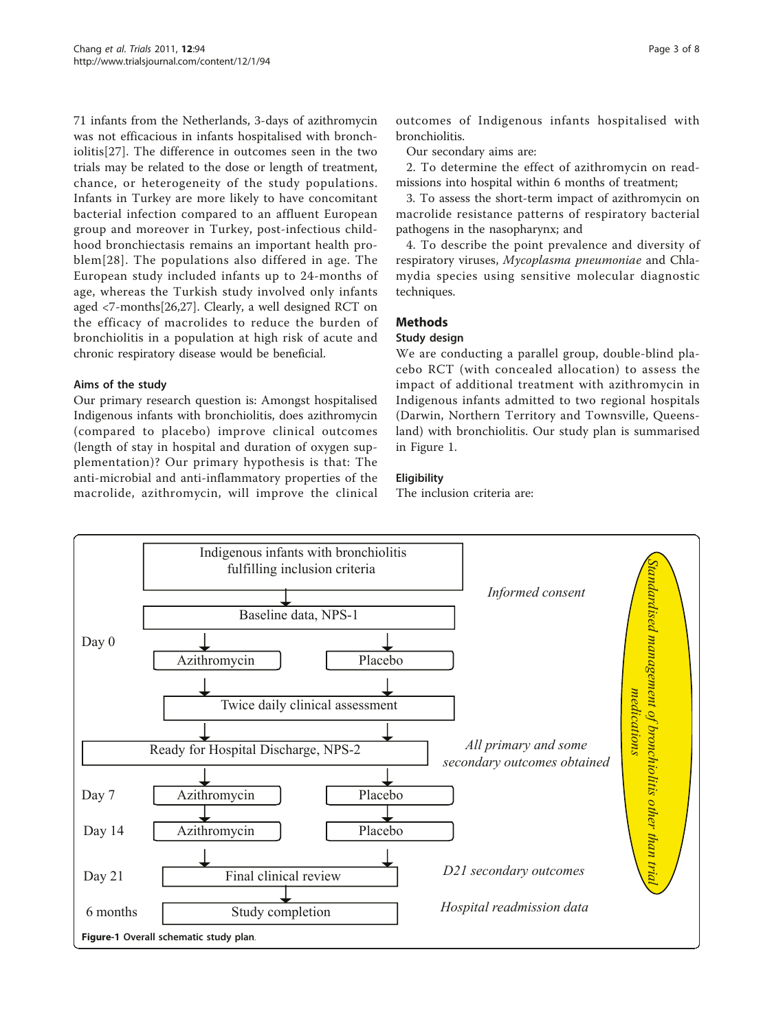71 infants from the Netherlands, 3-days of azithromycin was not efficacious in infants hospitalised with bronchiolitis[27]. The difference in outcomes seen in the two trials may be related to the dose or length of treatment, chance, or heterogeneity of the study populations. Infants in Turkey are more likely to have concomitant bacterial infection compared to an affluent European group and moreover in Turkey, post-infectious childhood bronchiectasis remains an important health problem[28]. The populations also differed in age. The European study included infants up to 24-months of age, whereas the Turkish study involved only infants aged <7-months[26,27]. Clearly, a well designed RCT on the efficacy of macrolides to reduce the burden of bronchiolitis in a population at high risk of acute and chronic respiratory disease would be beneficial.

### Aims of the study

Our primary research question is: Amongst hospitalised Indigenous infants with bronchiolitis, does azithromycin (compared to placebo) improve clinical outcomes (length of stay in hospital and duration of oxygen supplementation)? Our primary hypothesis is that: The anti-microbial and anti-inflammatory properties of the macrolide, azithromycin, will improve the clinical outcomes of Indigenous infants hospitalised with bronchiolitis.

Our secondary aims are:

2. To determine the effect of azithromycin on readmissions into hospital within 6 months of treatment;
3. To assess the short-term impact of azithromycin on macrolide resistance patterns of respiratory bacterial pathogens in the nasopharynx; and
4. To describe the point prevalence and diversity of respiratory viruses, *Mycoplasma pneumoniae* and Chlamydia species using sensitive molecular diagnostic techniques.

## Methods

### Study design

We are conducting a parallel group, double-blind placebo RCT (with concealed allocation) to assess the impact of additional treatment with azithromycin in Indigenous infants admitted to two regional hospitals (Darwin, Northern Territory and Townsville, Queensland) with bronchiolitis. Our study plan is summarised in Figure 1.

### Eligibility

The inclusion criteria are:

Indigenous infants with bronchiolitis fulfilling inclusion criteria

*Informed consent*

Baseline data, NPS-1

Day 0 — Azithromycin | Placebo

Twice daily clinical assessment

Ready for Hospital Discharge, NPS-2 — *All primary and some secondary outcomes obtained*

Day 7 — Azithromycin | Placebo

Day 14 — Azithromycin | Placebo

Day 21 — Final clinical review — *D21 secondary outcomes*

6 months — Study completion — *Hospital readmission data*

*Standardised management of bronchiolitis other than trial medications*

**Figure-1 Overall schematic study plan.**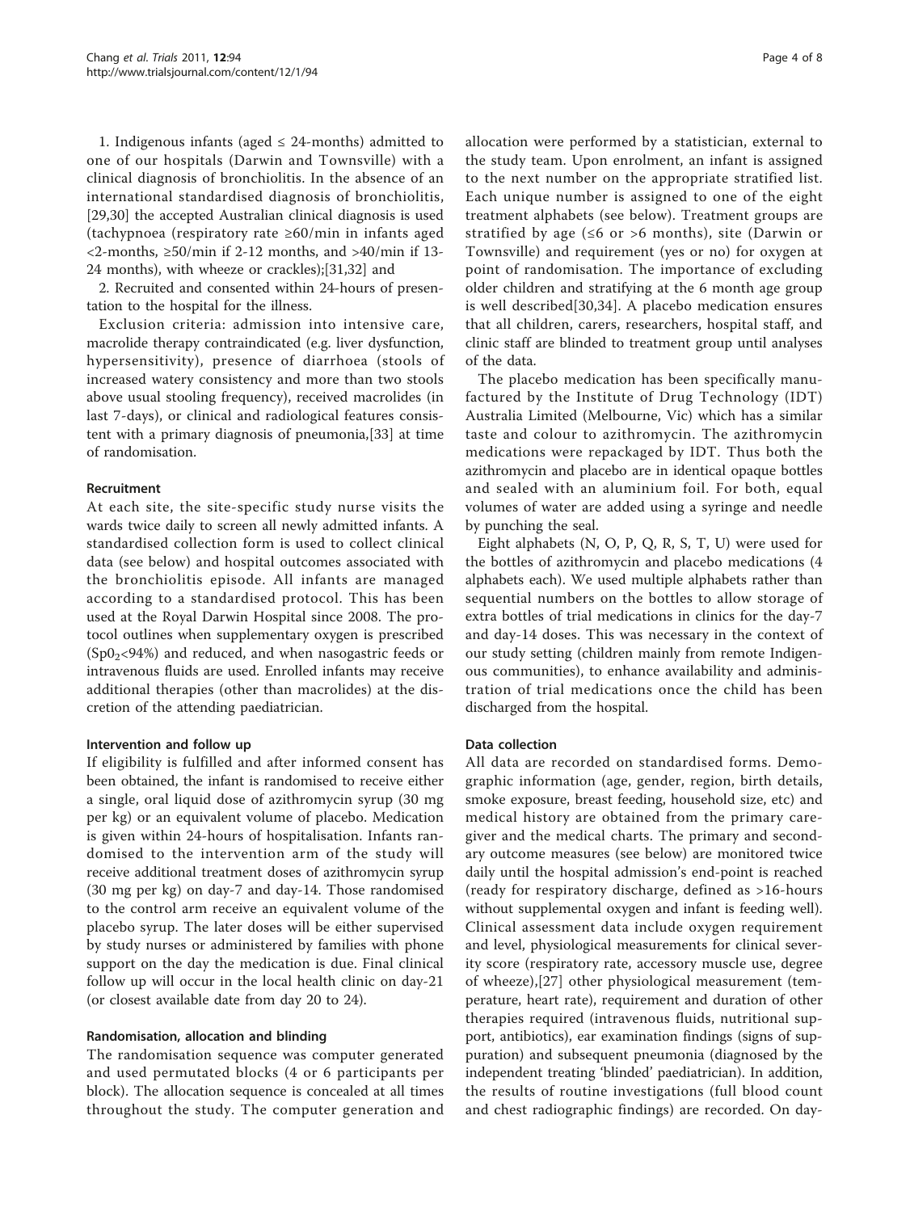1. Indigenous infants (aged ≤ 24-months) admitted to one of our hospitals (Darwin and Townsville) with a clinical diagnosis of bronchiolitis. In the absence of an international standardised diagnosis of bronchiolitis, [29,30] the accepted Australian clinical diagnosis is used (tachypnoea (respiratory rate ≥60/min in infants aged <2-months, ≥50/min if 2-12 months, and >40/min if 13-24 months), with wheeze or crackles);[31,32] and

2. Recruited and consented within 24-hours of presentation to the hospital for the illness.

Exclusion criteria: admission into intensive care, macrolide therapy contraindicated (e.g. liver dysfunction, hypersensitivity), presence of diarrhoea (stools of increased watery consistency and more than two stools above usual stooling frequency), received macrolides (in last 7-days), or clinical and radiological features consistent with a primary diagnosis of pneumonia,[33] at time of randomisation.

### Recruitment

At each site, the site-specific study nurse visits the wards twice daily to screen all newly admitted infants. A standardised collection form is used to collect clinical data (see below) and hospital outcomes associated with the bronchiolitis episode. All infants are managed according to a standardised protocol. This has been used at the Royal Darwin Hospital since 2008. The protocol outlines when supplementary oxygen is prescribed ($SpO_2$<94%) and reduced, and when nasogastric feeds or intravenous fluids are used. Enrolled infants may receive additional therapies (other than macrolides) at the discretion of the attending paediatrician.

### Intervention and follow up

If eligibility is fulfilled and after informed consent has been obtained, the infant is randomised to receive either a single, oral liquid dose of azithromycin syrup (30 mg per kg) or an equivalent volume of placebo. Medication is given within 24-hours of hospitalisation. Infants randomised to the intervention arm of the study will receive additional treatment doses of azithromycin syrup (30 mg per kg) on day-7 and day-14. Those randomised to the control arm receive an equivalent volume of the placebo syrup. The later doses will be either supervised by study nurses or administered by families with phone support on the day the medication is due. Final clinical follow up will occur in the local health clinic on day-21 (or closest available date from day 20 to 24).

### Randomisation, allocation and blinding

The randomisation sequence was computer generated and used permutated blocks (4 or 6 participants per block). The allocation sequence is concealed at all times throughout the study. The computer generation and allocation were performed by a statistician, external to the study team. Upon enrolment, an infant is assigned to the next number on the appropriate stratified list. Each unique number is assigned to one of the eight treatment alphabets (see below). Treatment groups are stratified by age (≤6 or >6 months), site (Darwin or Townsville) and requirement (yes or no) for oxygen at point of randomisation. The importance of excluding older children and stratifying at the 6 month age group is well described[30,34]. A placebo medication ensures that all children, carers, researchers, hospital staff, and clinic staff are blinded to treatment group until analyses of the data.

The placebo medication has been specifically manufactured by the Institute of Drug Technology (IDT) Australia Limited (Melbourne, Vic) which has a similar taste and colour to azithromycin. The azithromycin medications were repackaged by IDT. Thus both the azithromycin and placebo are in identical opaque bottles and sealed with an aluminium foil. For both, equal volumes of water are added using a syringe and needle by punching the seal.

Eight alphabets (N, O, P, Q, R, S, T, U) were used for the bottles of azithromycin and placebo medications (4 alphabets each). We used multiple alphabets rather than sequential numbers on the bottles to allow storage of extra bottles of trial medications in clinics for the day-7 and day-14 doses. This was necessary in the context of our study setting (children mainly from remote Indigenous communities), to enhance availability and administration of trial medications once the child has been discharged from the hospital.

### Data collection

All data are recorded on standardised forms. Demographic information (age, gender, region, birth details, smoke exposure, breast feeding, household size, etc) and medical history are obtained from the primary caregiver and the medical charts. The primary and secondary outcome measures (see below) are monitored twice daily until the hospital admission's end-point is reached (ready for respiratory discharge, defined as >16-hours without supplemental oxygen and infant is feeding well). Clinical assessment data include oxygen requirement and level, physiological measurements for clinical severity score (respiratory rate, accessory muscle use, degree of wheeze),[27] other physiological measurement (temperature, heart rate), requirement and duration of other therapies required (intravenous fluids, nutritional support, antibiotics), ear examination findings (signs of suppuration) and subsequent pneumonia (diagnosed by the independent treating 'blinded' paediatrician). In addition, the results of routine investigations (full blood count and chest radiographic findings) are recorded. On day-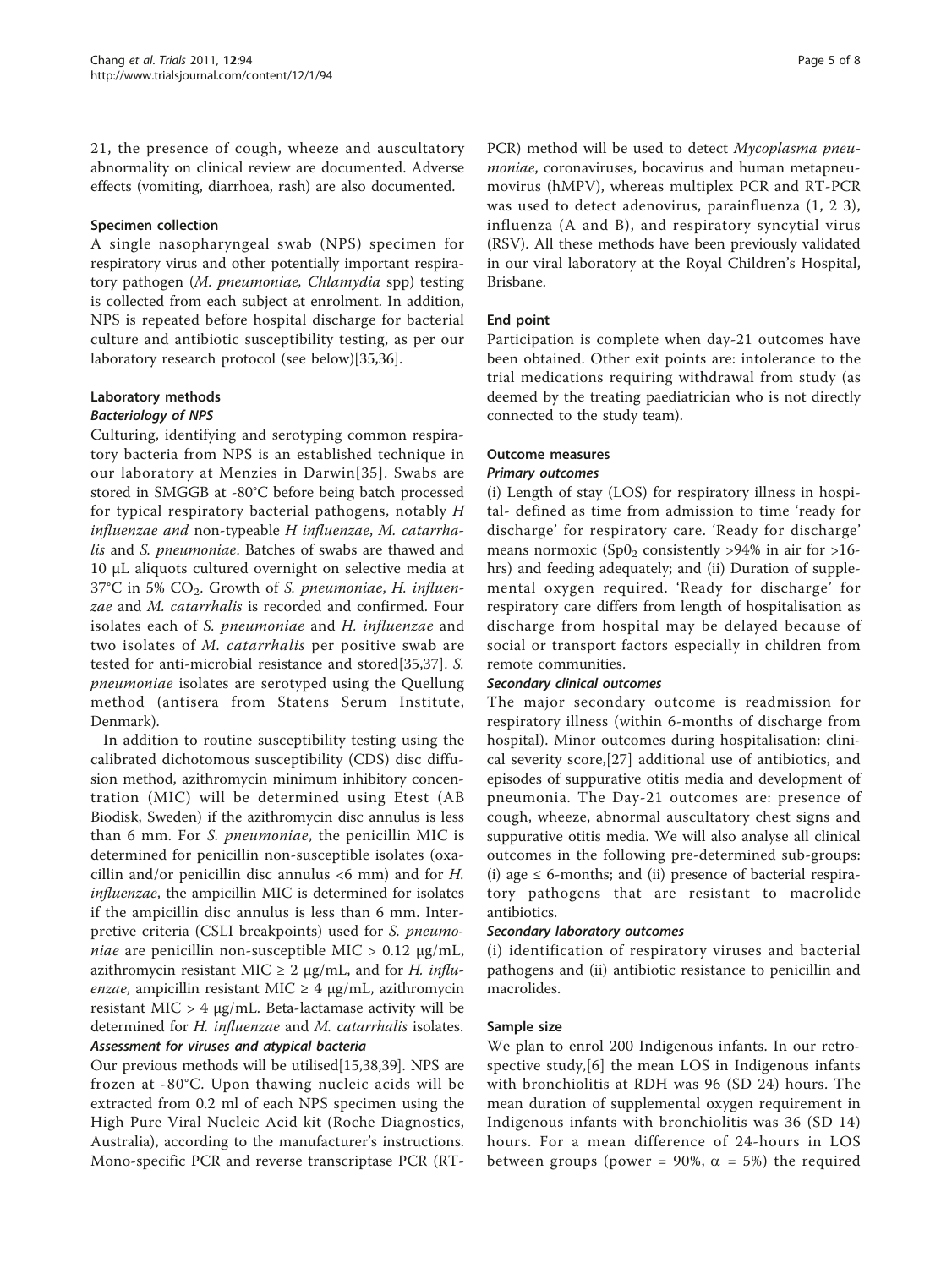21, the presence of cough, wheeze and auscultatory abnormality on clinical review are documented. Adverse effects (vomiting, diarrhoea, rash) are also documented.

### Specimen collection

A single nasopharyngeal swab (NPS) specimen for respiratory virus and other potentially important respiratory pathogen (*M. pneumoniae, Chlamydia* spp) testing is collected from each subject at enrolment. In addition, NPS is repeated before hospital discharge for bacterial culture and antibiotic susceptibility testing, as per our laboratory research protocol (see below)[35,36].

### Laboratory methods

#### Bacteriology of NPS

Culturing, identifying and serotyping common respiratory bacteria from NPS is an established technique in our laboratory at Menzies in Darwin[35]. Swabs are stored in SMGGB at -80°C before being batch processed for typical respiratory bacterial pathogens, notably *H influenzae and* non-typeable *H influenzae*, *M. catarrhalis* and *S. pneumoniae*. Batches of swabs are thawed and 10 μL aliquots cultured overnight on selective media at 37°C in 5% $CO_2$. Growth of *S. pneumoniae*, *H. influenzae* and *M. catarrhalis* is recorded and confirmed. Four isolates each of *S. pneumoniae* and *H. influenzae* and two isolates of *M. catarrhalis* per positive swab are tested for anti-microbial resistance and stored[35,37]. *S. pneumoniae* isolates are serotyped using the Quellung method (antisera from Statens Serum Institute, Denmark).

In addition to routine susceptibility testing using the calibrated dichotomous susceptibility (CDS) disc diffusion method, azithromycin minimum inhibitory concentration (MIC) will be determined using Etest (AB Biodisk, Sweden) if the azithromycin disc annulus is less than 6 mm. For *S. pneumoniae*, the penicillin MIC is determined for penicillin non-susceptible isolates (oxacillin and/or penicillin disc annulus <6 mm) and for *H. influenzae*, the ampicillin MIC is determined for isolates if the ampicillin disc annulus is less than 6 mm. Interpretive criteria (CSLI breakpoints) used for *S. pneumoniae* are penicillin non-susceptible MIC > 0.12 μg/mL, azithromycin resistant MIC ≥ 2 μg/mL, and for *H. influenzae*, ampicillin resistant MIC ≥ 4 μg/mL, azithromycin resistant MIC > 4 μg/mL. Beta-lactamase activity will be determined for *H. influenzae* and *M. catarrhalis* isolates.

#### Assessment for viruses and atypical bacteria

Our previous methods will be utilised[15,38,39]. NPS are frozen at -80°C. Upon thawing nucleic acids will be extracted from 0.2 ml of each NPS specimen using the High Pure Viral Nucleic Acid kit (Roche Diagnostics, Australia), according to the manufacturer's instructions. Mono-specific PCR and reverse transcriptase PCR (RT-PCR) method will be used to detect *Mycoplasma pneumoniae*, coronaviruses, bocavirus and human metapneumovirus (hMPV), whereas multiplex PCR and RT-PCR was used to detect adenovirus, parainfluenza (1, 2 3), influenza (A and B), and respiratory syncytial virus (RSV). All these methods have been previously validated in our viral laboratory at the Royal Children's Hospital, Brisbane.

### End point

Participation is complete when day-21 outcomes have been obtained. Other exit points are: intolerance to the trial medications requiring withdrawal from study (as deemed by the treating paediatrician who is not directly connected to the study team).

### Outcome measures

#### Primary outcomes

(i) Length of stay (LOS) for respiratory illness in hospital- defined as time from admission to time 'ready for discharge' for respiratory care. 'Ready for discharge' means normoxic ($SpO_2$ consistently >94% in air for >16-hrs) and feeding adequately; and (ii) Duration of supplemental oxygen required. 'Ready for discharge' for respiratory care differs from length of hospitalisation as discharge from hospital may be delayed because of social or transport factors especially in children from remote communities.

#### Secondary clinical outcomes

The major secondary outcome is readmission for respiratory illness (within 6-months of discharge from hospital). Minor outcomes during hospitalisation: clinical severity score,[27] additional use of antibiotics, and episodes of suppurative otitis media and development of pneumonia. The Day-21 outcomes are: presence of cough, wheeze, abnormal auscultatory chest signs and suppurative otitis media. We will also analyse all clinical outcomes in the following pre-determined sub-groups: (i) age ≤ 6-months; and (ii) presence of bacterial respiratory pathogens that are resistant to macrolide antibiotics.

#### Secondary laboratory outcomes

(i) identification of respiratory viruses and bacterial pathogens and (ii) antibiotic resistance to penicillin and macrolides.

### Sample size

We plan to enrol 200 Indigenous infants. In our retrospective study,[6] the mean LOS in Indigenous infants with bronchiolitis at RDH was 96 (SD 24) hours. The mean duration of supplemental oxygen requirement in Indigenous infants with bronchiolitis was 36 (SD 14) hours. For a mean difference of 24-hours in LOS between groups (power = 90%, $\alpha$ = 5%) the required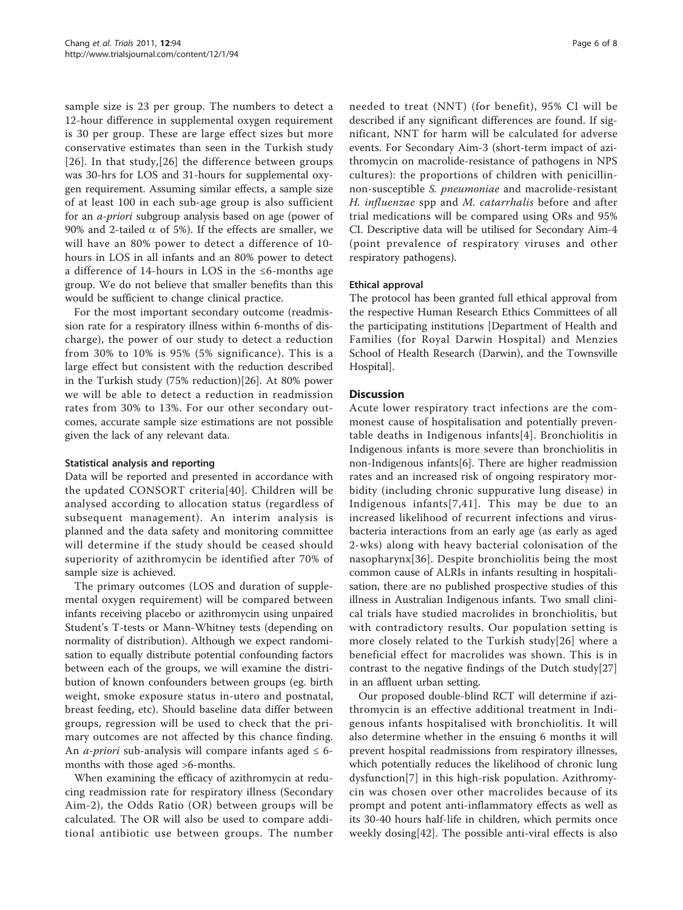sample size is 23 per group. The numbers to detect a 12-hour difference in supplemental oxygen requirement is 30 per group. These are large effect sizes but more conservative estimates than seen in the Turkish study [26]. In that study,[26] the difference between groups was 30-hrs for LOS and 31-hours for supplemental oxygen requirement. Assuming similar effects, a sample size of at least 100 in each sub-age group is also sufficient for an *a-priori* subgroup analysis based on age (power of 90% and 2-tailed $\alpha$ of 5%). If the effects are smaller, we will have an 80% power to detect a difference of 10-hours in LOS in all infants and an 80% power to detect a difference of 14-hours in LOS in the ≤6-months age group. We do not believe that smaller benefits than this would be sufficient to change clinical practice.

For the most important secondary outcome (readmission rate for a respiratory illness within 6-months of discharge), the power of our study to detect a reduction from 30% to 10% is 95% (5% significance). This is a large effect but consistent with the reduction described in the Turkish study (75% reduction)[26]. At 80% power we will be able to detect a reduction in readmission rates from 30% to 13%. For our other secondary outcomes, accurate sample size estimations are not possible given the lack of any relevant data.

#### Statistical analysis and reporting

Data will be reported and presented in accordance with the updated CONSORT criteria[40]. Children will be analysed according to allocation status (regardless of subsequent management). An interim analysis is planned and the data safety and monitoring committee will determine if the study should be ceased should superiority of azithromycin be identified after 70% of sample size is achieved.

The primary outcomes (LOS and duration of supplemental oxygen requirement) will be compared between infants receiving placebo or azithromycin using unpaired Student's T-tests or Mann-Whitney tests (depending on normality of distribution). Although we expect randomisation to equally distribute potential confounding factors between each of the groups, we will examine the distribution of known confounders between groups (eg. birth weight, smoke exposure status in-utero and postnatal, breast feeding, etc). Should baseline data differ between groups, regression will be used to check that the primary outcomes are not affected by this chance finding. An *a-priori* sub-analysis will compare infants aged ≤ 6-months with those aged >6-months.

When examining the efficacy of azithromycin at reducing readmission rate for respiratory illness (Secondary Aim-2), the Odds Ratio (OR) between groups will be calculated. The OR will also be used to compare additional antibiotic use between groups. The number needed to treat (NNT) (for benefit), 95% CI will be described if any significant differences are found. If significant, NNT for harm will be calculated for adverse events. For Secondary Aim-3 (short-term impact of azithromycin on macrolide-resistance of pathogens in NPS cultures): the proportions of children with penicillin-non-susceptible *S. pneumoniae* and macrolide-resistant *H. influenzae* spp and *M. catarrhalis* before and after trial medications will be compared using ORs and 95% CI. Descriptive data will be utilised for Secondary Aim-4 (point prevalence of respiratory viruses and other respiratory pathogens).

#### Ethical approval

The protocol has been granted full ethical approval from the respective Human Research Ethics Committees of all the participating institutions [Department of Health and Families (for Royal Darwin Hospital) and Menzies School of Health Research (Darwin), and the Townsville Hospital].

## Discussion

Acute lower respiratory tract infections are the commonest cause of hospitalisation and potentially preventable deaths in Indigenous infants[4]. Bronchiolitis in Indigenous infants is more severe than bronchiolitis in non-Indigenous infants[6]. There are higher readmission rates and an increased risk of ongoing respiratory morbidity (including chronic suppurative lung disease) in Indigenous infants[7,41]. This may be due to an increased likelihood of recurrent infections and virus-bacteria interactions from an early age (as early as aged 2-wks) along with heavy bacterial colonisation of the nasopharynx[36]. Despite bronchiolitis being the most common cause of ALRIs in infants resulting in hospitalisation, there are no published prospective studies of this illness in Australian Indigenous infants. Two small clinical trials have studied macrolides in bronchiolitis, but with contradictory results. Our population setting is more closely related to the Turkish study[26] where a beneficial effect for macrolides was shown. This is in contrast to the negative findings of the Dutch study[27] in an affluent urban setting.

Our proposed double-blind RCT will determine if azithromycin is an effective additional treatment in Indigenous infants hospitalised with bronchiolitis. It will also determine whether in the ensuing 6 months it will prevent hospital readmissions from respiratory illnesses, which potentially reduces the likelihood of chronic lung dysfunction[7] in this high-risk population. Azithromycin was chosen over other macrolides because of its prompt and potent anti-inflammatory effects as well as its 30-40 hours half-life in children, which permits once weekly dosing[42]. The possible anti-viral effects is also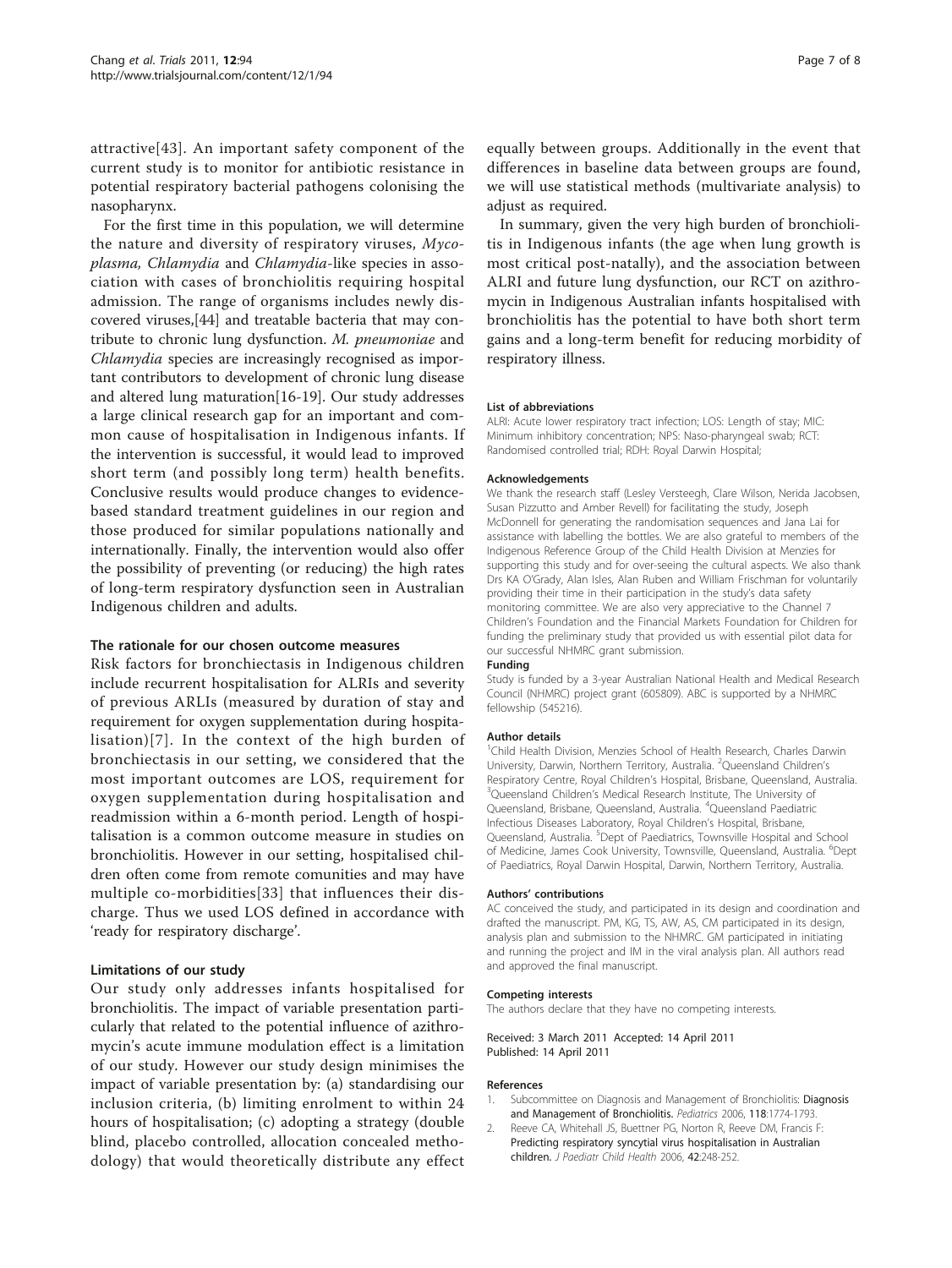attractive[43]. An important safety component of the current study is to monitor for antibiotic resistance in potential respiratory bacterial pathogens colonising the nasopharynx.

For the first time in this population, we will determine the nature and diversity of respiratory viruses, *Mycoplasma, Chlamydia* and *Chlamydia*-like species in association with cases of bronchiolitis requiring hospital admission. The range of organisms includes newly discovered viruses,[44] and treatable bacteria that may contribute to chronic lung dysfunction. *M. pneumoniae* and *Chlamydia* species are increasingly recognised as important contributors to development of chronic lung disease and altered lung maturation[16-19]. Our study addresses a large clinical research gap for an important and common cause of hospitalisation in Indigenous infants. If the intervention is successful, it would lead to improved short term (and possibly long term) health benefits. Conclusive results would produce changes to evidence-based standard treatment guidelines in our region and those produced for similar populations nationally and internationally. Finally, the intervention would also offer the possibility of preventing (or reducing) the high rates of long-term respiratory dysfunction seen in Australian Indigenous children and adults.

### The rationale for our chosen outcome measures

Risk factors for bronchiectasis in Indigenous children include recurrent hospitalisation for ALRIs and severity of previous ARLIs (measured by duration of stay and requirement for oxygen supplementation during hospitalisation)[7]. In the context of the high burden of bronchiectasis in our setting, we considered that the most important outcomes are LOS, requirement for oxygen supplementation during hospitalisation and readmission within a 6-month period. Length of hospitalisation is a common outcome measure in studies on bronchiolitis. However in our setting, hospitalised children often come from remote comunities and may have multiple co-morbidities[33] that influences their discharge. Thus we used LOS defined in accordance with 'ready for respiratory discharge'.

### Limitations of our study

Our study only addresses infants hospitalised for bronchiolitis. The impact of variable presentation particularly that related to the potential influence of azithromycin's acute immune modulation effect is a limitation of our study. However our study design minimises the impact of variable presentation by: (a) standardising our inclusion criteria, (b) limiting enrolment to within 24 hours of hospitalisation; (c) adopting a strategy (double blind, placebo controlled, allocation concealed methodology) that would theoretically distribute any effect equally between groups. Additionally in the event that differences in baseline data between groups are found, we will use statistical methods (multivariate analysis) to adjust as required.

In summary, given the very high burden of bronchiolitis in Indigenous infants (the age when lung growth is most critical post-natally), and the association between ALRI and future lung dysfunction, our RCT on azithromycin in Indigenous Australian infants hospitalised with bronchiolitis has the potential to have both short term gains and a long-term benefit for reducing morbidity of respiratory illness.

#### List of abbreviations

ALRI: Acute lower respiratory tract infection; LOS: Length of stay; MIC: Minimum inhibitory concentration; NPS: Naso-pharyngeal swab; RCT: Randomised controlled trial; RDH: Royal Darwin Hospital;

#### Acknowledgements

We thank the research staff (Lesley Versteegh, Clare Wilson, Nerida Jacobsen, Susan Pizzutto and Amber Revell) for facilitating the study, Joseph McDonnell for generating the randomisation sequences and Jana Lai for assistance with labelling the bottles. We are also grateful to members of the Indigenous Reference Group of the Child Health Division at Menzies for supporting this study and for over-seeing the cultural aspects. We also thank Drs KA O'Grady, Alan Isles, Alan Ruben and William Frischman for voluntarily providing their time in their participation in the study's data safety monitoring committee. We are also very appreciative to the Channel 7 Children's Foundation and the Financial Markets Foundation for Children for funding the preliminary study that provided us with essential pilot data for our successful NHMRC grant submission.

#### Funding

Study is funded by a 3-year Australian National Health and Medical Research Council (NHMRC) project grant (605809). ABC is supported by a NHMRC fellowship (545216).

#### Author details

[1]Child Health Division, Menzies School of Health Research, Charles Darwin University, Darwin, Northern Territory, Australia. [2]Queensland Children's Respiratory Centre, Royal Children's Hospital, Brisbane, Queensland, Australia. [3]Queensland Children's Medical Research Institute, The University of Queensland, Brisbane, Queensland, Australia. [4]Queensland Paediatric Infectious Diseases Laboratory, Royal Children's Hospital, Brisbane, Queensland, Australia. [5]Dept of Paediatrics, Townsville Hospital and School of Medicine, James Cook University, Townsville, Queensland, Australia. [6]Dept of Paediatrics, Royal Darwin Hospital, Darwin, Northern Territory, Australia.

#### Authors' contributions

AC conceived the study, and participated in its design and coordination and drafted the manuscript. PM, KG, TS, AW, AS, CM participated in its design, analysis plan and submission to the NHMRC. GM participated in initiating and running the project and IM in the viral analysis plan. All authors read and approved the final manuscript.

#### Competing interests

The authors declare that they have no competing interests.

Received: 3 March 2011 Accepted: 14 April 2011
Published: 14 April 2011

#### References

1. Subcommittee on Diagnosis and Management of Bronchiolitis: **Diagnosis and Management of Bronchiolitis.** *Pediatrics* 2006, **118**:1774-1793.
2. Reeve CA, Whitehall JS, Buettner PG, Norton R, Reeve DM, Francis F: **Predicting respiratory syncytial virus hospitalisation in Australian children.** *J Paediatr Child Health* 2006, **42**:248-252.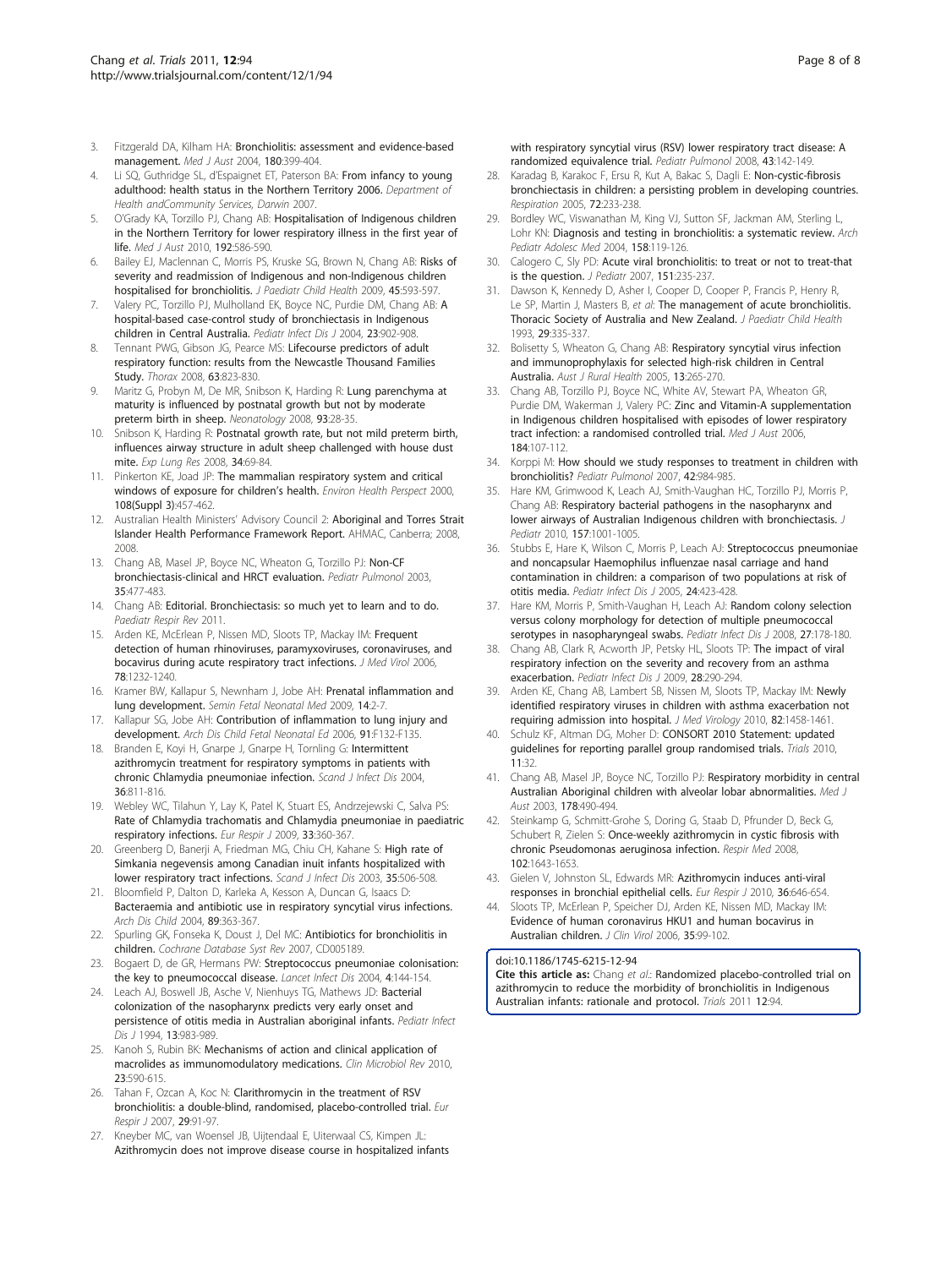3. Fitzgerald DA, Kilham HA: **Bronchiolitis: assessment and evidence-based management.** *Med J Aust* 2004, **180**:399-404.
4. Li SQ, Guthridge SL, d'Espaignet ET, Paterson BA: **From infancy to young adulthood: health status in the Northern Territory 2006.** *Department of Health andCommunity Services, Darwin* 2007.
5. O'Grady KA, Torzillo PJ, Chang AB: **Hospitalisation of Indigenous children in the Northern Territory for lower respiratory illness in the first year of life.** *Med J Aust* 2010, **192**:586-590.
6. Bailey EJ, Maclennan C, Morris PS, Kruske SG, Brown N, Chang AB: **Risks of severity and readmission of Indigenous and non-Indigenous children hospitalised for bronchiolitis.** *J Paediatr Child Health* 2009, **45**:593-597.
7. Valery PC, Torzillo PJ, Mulholland EK, Boyce NC, Purdie DM, Chang AB: **A hospital-based case-control study of bronchiectasis in Indigenous children in Central Australia.** *Pediatr Infect Dis J* 2004, **23**:902-908.
8. Tennant PWG, Gibson JG, Pearce MS: **Lifecourse predictors of adult respiratory function: results from the Newcastle Thousand Families Study.** *Thorax* 2008, **63**:823-830.
9. Maritz G, Probyn M, De MR, Snibson K, Harding R: **Lung parenchyma at maturity is influenced by postnatal growth but not by moderate preterm birth in sheep.** *Neonatology* 2008, **93**:28-35.
10. Snibson K, Harding R: **Postnatal growth rate, but not mild preterm birth, influences airway structure in adult sheep challenged with house dust mite.** *Exp Lung Res* 2008, **34**:69-84.
11. Pinkerton KE, Joad JP: **The mammalian respiratory system and critical windows of exposure for children's health.** *Environ Health Perspect* 2000, **108(Suppl 3)**:457-462.
12. Australian Health Ministers' Advisory Council 2: **Aboriginal and Torres Strait Islander Health Performance Framework Report.** AHMAC, Canberra; 2008, 2008.
13. Chang AB, Masel JP, Boyce NC, Wheaton G, Torzillo PJ: **Non-CF bronchiectasis-clinical and HRCT evaluation.** *Pediatr Pulmonol* 2003, **35**:477-483.
14. Chang AB: **Editorial. Bronchiectasis: so much yet to learn and to do.** *Paediatr Respir Rev* 2011.
15. Arden KE, McErlean P, Nissen MD, Sloots TP, Mackay IM: **Frequent detection of human rhinoviruses, paramyxoviruses, coronaviruses, and bocavirus during acute respiratory tract infections.** *J Med Virol* 2006, **78**:1232-1240.
16. Kramer BW, Kallapur S, Newnham J, Jobe AH: **Prenatal inflammation and lung development.** *Semin Fetal Neonatal Med* 2009, **14**:2-7.
17. Kallapur SG, Jobe AH: **Contribution of inflammation to lung injury and development.** *Arch Dis Child Fetal Neonatal Ed* 2006, **91**:F132-F135.
18. Branden E, Koyi H, Gnarpe J, Gnarpe H, Tornling G: **Intermittent azithromycin treatment for respiratory symptoms in patients with chronic Chlamydia pneumoniae infection.** *Scand J Infect Dis* 2004, **36**:811-816.
19. Webley WC, Tilahun Y, Lay K, Patel K, Stuart ES, Andrzejewski C, Salva PS: **Rate of Chlamydia trachomatis and Chlamydia pneumoniae in paediatric respiratory infections.** *Eur Respir J* 2009, **33**:360-367.
20. Greenberg D, Banerji A, Friedman MG, Chiu CH, Kahane S: **High rate of Simkania negevensis among Canadian inuit infants hospitalized with lower respiratory tract infections.** *Scand J Infect Dis* 2003, **35**:506-508.
21. Bloomfield P, Dalton D, Karleka A, Kesson A, Duncan G, Isaacs D: **Bacteraemia and antibiotic use in respiratory syncytial virus infections.** *Arch Dis Child* 2004, **89**:363-367.
22. Spurling GK, Fonseka K, Doust J, Del MC: **Antibiotics for bronchiolitis in children.** *Cochrane Database Syst Rev* 2007, CD005189.
23. Bogaert D, de GR, Hermans PW: **Streptococcus pneumoniae colonisation: the key to pneumococcal disease.** *Lancet Infect Dis* 2004, **4**:144-154.
24. Leach AJ, Boswell JB, Asche V, Nienhuys TG, Mathews JD: **Bacterial colonization of the nasopharynx predicts very early onset and persistence of otitis media in Australian aboriginal infants.** *Pediatr Infect Dis J* 1994, **13**:983-989.
25. Kanoh S, Rubin BK: **Mechanisms of action and clinical application of macrolides as immunomodulatory medications.** *Clin Microbiol Rev* 2010, **23**:590-615.
26. Tahan F, Ozcan A, Koc N: **Clarithromycin in the treatment of RSV bronchiolitis: a double-blind, randomised, placebo-controlled trial.** *Eur Respir J* 2007, **29**:91-97.
27. Kneyber MC, van Woensel JB, Uijtendaal E, Uiterwaal CS, Kimpen JL: **Azithromycin does not improve disease course in hospitalized infants with respiratory syncytial virus (RSV) lower respiratory tract disease: A randomized equivalence trial.** *Pediatr Pulmonol* 2008, **43**:142-149.
28. Karadag B, Karakoc F, Ersu R, Kut A, Bakac S, Dagli E: **Non-cystic-fibrosis bronchiectasis in children: a persisting problem in developing countries.** *Respiration* 2005, **72**:233-238.
29. Bordley WC, Viswanathan M, King VJ, Sutton SF, Jackman AM, Sterling L, Lohr KN: **Diagnosis and testing in bronchiolitis: a systematic review.** *Arch Pediatr Adolesc Med* 2004, **158**:119-126.
30. Calogero C, Sly PD: **Acute viral bronchiolitis: to treat or not to treat-that is the question.** *J Pediatr* 2007, **151**:235-237.
31. Dawson K, Kennedy D, Asher I, Cooper D, Cooper P, Francis P, Henry R, Le SP, Martin J, Masters B, *et al*: **The management of acute bronchiolitis. Thoracic Society of Australia and New Zealand.** *J Paediatr Child Health* 1993, **29**:335-337.
32. Bolisetty S, Wheaton G, Chang AB: **Respiratory syncytial virus infection and immunoprophylaxis for selected high-risk children in Central Australia.** *Aust J Rural Health* 2005, **13**:265-270.
33. Chang AB, Torzillo PJ, Boyce NC, White AV, Stewart PA, Wheaton GR, Purdie DM, Wakerman J, Valery PC: **Zinc and Vitamin-A supplementation in Indigenous children hospitalised with episodes of lower respiratory tract infection: a randomised controlled trial.** *Med J Aust* 2006, **184**:107-112.
34. Korppi M: **How should we study responses to treatment in children with bronchiolitis?** *Pediatr Pulmonol* 2007, **42**:984-985.
35. Hare KM, Grimwood K, Leach AJ, Smith-Vaughan HC, Torzillo PJ, Morris P, Chang AB: **Respiratory bacterial pathogens in the nasopharynx and lower airways of Australian Indigenous children with bronchiectasis.** *J Pediatr* 2010, **157**:1001-1005.
36. Stubbs E, Hare K, Wilson C, Morris P, Leach AJ: **Streptococcus pneumoniae and noncapsular Haemophilus influenzae nasal carriage and hand contamination in children: a comparison of two populations at risk of otitis media.** *Pediatr Infect Dis J* 2005, **24**:423-428.
37. Hare KM, Morris P, Smith-Vaughan H, Leach AJ: **Random colony selection versus colony morphology for detection of multiple pneumococcal serotypes in nasopharyngeal swabs.** *Pediatr Infect Dis J* 2008, **27**:178-180.
38. Chang AB, Clark R, Acworth JP, Petsky HL, Sloots TP: **The impact of viral respiratory infection on the severity and recovery from an asthma exacerbation.** *Pediatr Infect Dis J* 2009, **28**:290-294.
39. Arden KE, Chang AB, Lambert SB, Nissen M, Sloots TP, Mackay IM: **Newly identified respiratory viruses in children with asthma exacerbation not requiring admission into hospital.** *J Med Virology* 2010, **82**:1458-1461.
40. Schulz KF, Altman DG, Moher D: **CONSORT 2010 Statement: updated guidelines for reporting parallel group randomised trials.** *Trials* 2010, **11**:32.
41. Chang AB, Masel JP, Boyce NC, Torzillo PJ: **Respiratory morbidity in central Australian Aboriginal children with alveolar lobar abnormalities.** *Med J Aust* 2003, **178**:490-494.
42. Steinkamp G, Schmitt-Grohe S, Doring G, Staab D, Pfrunder D, Beck G, Schubert R, Zielen S: **Once-weekly azithromycin in cystic fibrosis with chronic Pseudomonas aeruginosa infection.** *Respir Med* 2008, **102**:1643-1653.
43. Gielen V, Johnston SL, Edwards MR: **Azithromycin induces anti-viral responses in bronchial epithelial cells.** *Eur Respir J* 2010, **36**:646-654.
44. Sloots TP, McErlean P, Speicher DJ, Arden KE, Nissen MD, Mackay IM: **Evidence of human coronavirus HKU1 and human bocavirus in Australian children.** *J Clin Virol* 2006, **35**:99-102.

doi:10.1186/1745-6215-12-94

**Cite this article as:** Chang *et al.*: Randomized placebo-controlled trial on azithromycin to reduce the morbidity of bronchiolitis in Indigenous Australian infants: rationale and protocol. *Trials* 2011 **12**:94.